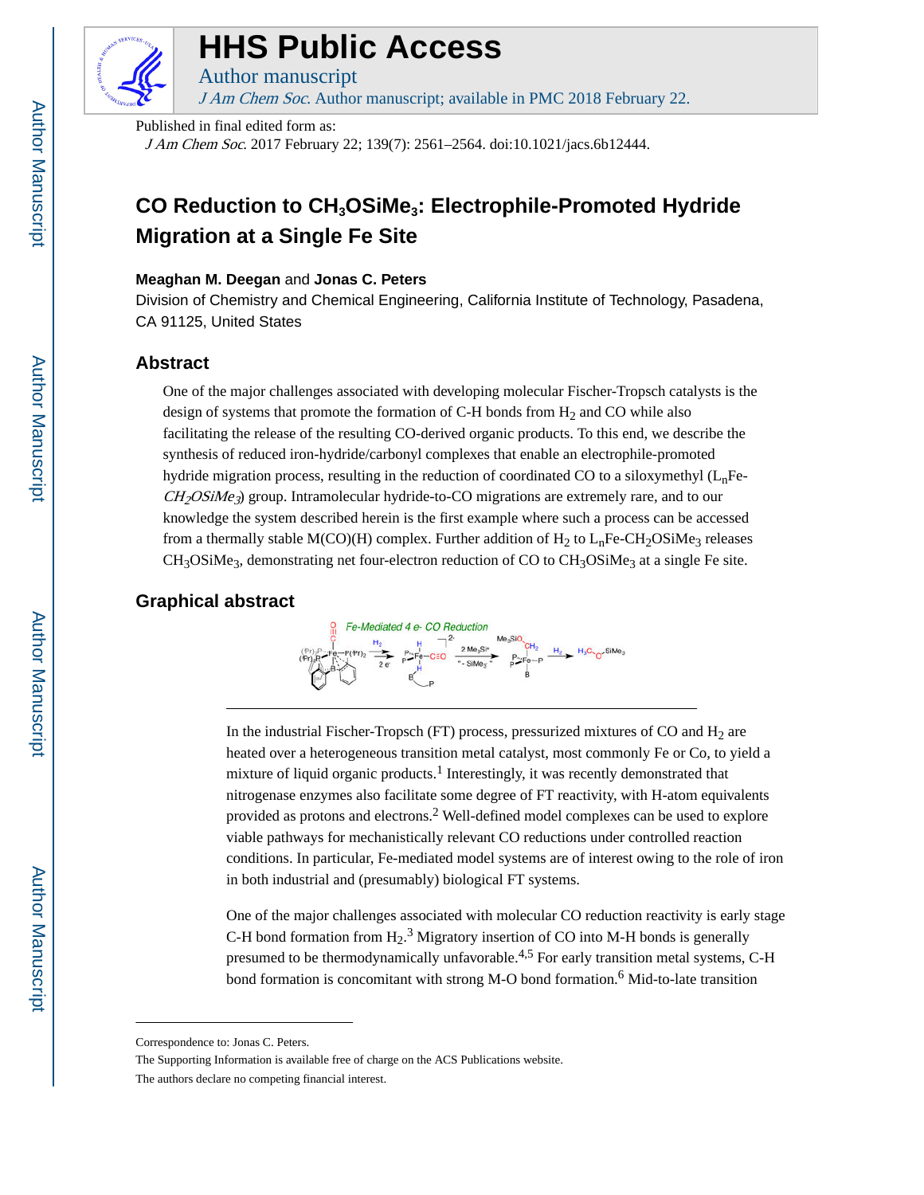# HHS Public Access

Author manuscript

*J Am Chem Soc*. Author manuscript; available in PMC 2018 February 22.

Published in final edited form as:

*J Am Chem Soc*. 2017 February 22; 139(7): 2561–2564. doi:10.1021/jacs.6b12444.

# CO Reduction to $CH_3OSiMe_3$: Electrophile-Promoted Hydride Migration at a Single Fe Site

**Meaghan M. Deegan** and **Jonas C. Peters**

Division of Chemistry and Chemical Engineering, California Institute of Technology, Pasadena, CA 91125, United States

## Abstract

One of the major challenges associated with developing molecular Fischer-Tropsch catalysts is the design of systems that promote the formation of C-H bonds from $H_2$ and CO while also facilitating the release of the resulting CO-derived organic products. To this end, we describe the synthesis of reduced iron-hydride/carbonyl complexes that enable an electrophile-promoted hydride migration process, resulting in the reduction of coordinated CO to a siloxymethyl ($L_nFe$-*$CH_2OSiMe_3$*) group. Intramolecular hydride-to-CO migrations are extremely rare, and to our knowledge the system described herein is the first example where such a process can be accessed from a thermally stable M(CO)(H) complex. Further addition of $H_2$ to $L_nFe$-$CH_2OSiMe_3$ releases $CH_3OSiMe_3$, demonstrating net four-electron reduction of CO to $CH_3OSiMe_3$ at a single Fe site.

## Graphical abstract

In the industrial Fischer-Tropsch (FT) process, pressurized mixtures of CO and $H_2$ are heated over a heterogeneous transition metal catalyst, most commonly Fe or Co, to yield a mixture of liquid organic products.[1] Interestingly, it was recently demonstrated that nitrogenase enzymes also facilitate some degree of FT reactivity, with H-atom equivalents provided as protons and electrons.[2] Well-defined model complexes can be used to explore viable pathways for mechanistically relevant CO reductions under controlled reaction conditions. In particular, Fe-mediated model systems are of interest owing to the role of iron in both industrial and (presumably) biological FT systems.

One of the major challenges associated with molecular CO reduction reactivity is early stage C-H bond formation from $H_2$.[3] Migratory insertion of CO into M-H bonds is generally presumed to be thermodynamically unfavorable.[4,5] For early transition metal systems, C-H bond formation is concomitant with strong M-O bond formation.[6] Mid-to-late transition

Correspondence to: Jonas C. Peters.

The Supporting Information is available free of charge on the ACS Publications website.

The authors declare no competing financial interest.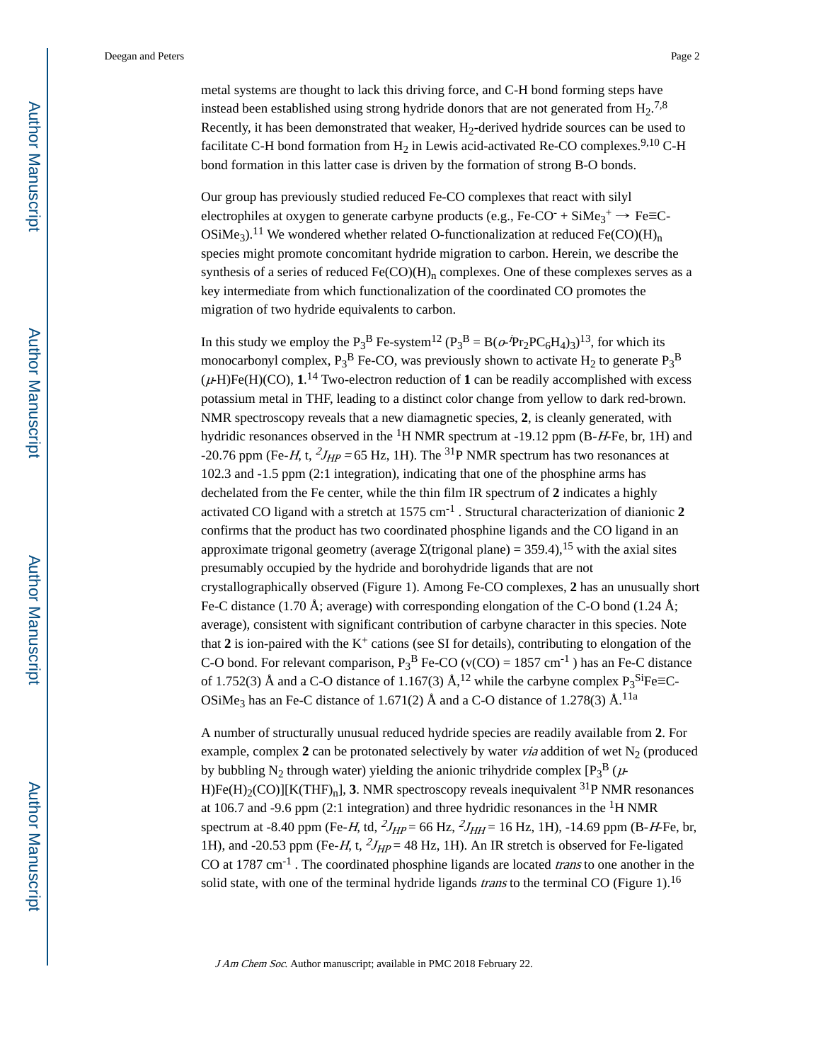metal systems are thought to lack this driving force, and C-H bond forming steps have instead been established using strong hydride donors that are not generated from $H_2$.[7,8] Recently, it has been demonstrated that weaker, $H_2$-derived hydride sources can be used to facilitate C-H bond formation from $H_2$ in Lewis acid-activated Re-CO complexes.[9,10] C-H bond formation in this latter case is driven by the formation of strong B-O bonds.

Our group has previously studied reduced Fe-CO complexes that react with silyl electrophiles at oxygen to generate carbyne products (e.g., $Fe\text{-}CO^-$ + $SiMe_3^+$ → Fe≡C-$OSiMe_3$).[11] We wondered whether related O-functionalization at reduced $Fe(CO)(H)_n$ species might promote concomitant hydride migration to carbon. Herein, we describe the synthesis of a series of reduced $Fe(CO)(H)_n$ complexes. One of these complexes serves as a key intermediate from which functionalization of the coordinated CO promotes the migration of two hydride equivalents to carbon.

In this study we employ the $P_3^B$ Fe-system[12] ($P_3^B$ = B(*o*-$^iPr_2PC_6H_4)_3$)[13], for which its monocarbonyl complex, $P_3^B$ Fe-CO, was previously shown to activate $H_2$ to generate $P_3^B$ (*μ*-H)Fe(H)(CO), **1**.[14] Two-electron reduction of **1** can be readily accomplished with excess potassium metal in THF, leading to a distinct color change from yellow to dark red-brown. NMR spectroscopy reveals that a new diamagnetic species, **2**, is cleanly generated, with hydridic resonances observed in the $^1H$ NMR spectrum at -19.12 ppm (B-*H*-Fe, br, 1H) and -20.76 ppm (Fe-*H*, t, $^2J_{HP}$ = 65 Hz, 1H). The $^{31}P$ NMR spectrum has two resonances at 102.3 and -1.5 ppm (2:1 integration), indicating that one of the phosphine arms has dechelated from the Fe center, while the thin film IR spectrum of **2** indicates a highly activated CO ligand with a stretch at 1575 $cm^{-1}$ . Structural characterization of dianionic **2** confirms that the product has two coordinated phosphine ligands and the CO ligand in an approximate trigonal geometry (average Σ(trigonal plane) = 359.4),[15] with the axial sites presumably occupied by the hydride and borohydride ligands that are not crystallographically observed (Figure 1). Among Fe-CO complexes, **2** has an unusually short Fe-C distance (1.70 Å; average) with corresponding elongation of the C-O bond (1.24 Å; average), consistent with significant contribution of carbyne character in this species. Note that **2** is ion-paired with the $K^+$ cations (see SI for details), contributing to elongation of the C-O bond. For relevant comparison, $P_3^B$ Fe-CO (ν(CO) = 1857 $cm^{-1}$ ) has an Fe-C distance of 1.752(3) Å and a C-O distance of 1.167(3) Å,[12] while the carbyne complex $P_3^{Si}$Fe≡C-$OSiMe_3$ has an Fe-C distance of 1.671(2) Å and a C-O distance of 1.278(3) Å.[11a]

A number of structurally unusual reduced hydride species are readily available from **2**. For example, complex **2** can be protonated selectively by water *via* addition of wet $N_2$ (produced by bubbling $N_2$ through water) yielding the anionic trihydride complex [$P_3^B$ (*μ*-H)Fe$(H)_2$(CO)][K$(THF)_n$], **3**. NMR spectroscopy reveals inequivalent $^{31}P$ NMR resonances at 106.7 and -9.6 ppm (2:1 integration) and three hydridic resonances in the $^1H$ NMR spectrum at -8.40 ppm (Fe-*H*, td, $^2J_{HP}$ = 66 Hz, $^2J_{HH}$ = 16 Hz, 1H), -14.69 ppm (B-*H*-Fe, br, 1H), and -20.53 ppm (Fe-*H*, t, $^2J_{HP}$ = 48 Hz, 1H). An IR stretch is observed for Fe-ligated CO at 1787 $cm^{-1}$ . The coordinated phosphine ligands are located *trans* to one another in the solid state, with one of the terminal hydride ligands *trans* to the terminal CO (Figure 1).[16]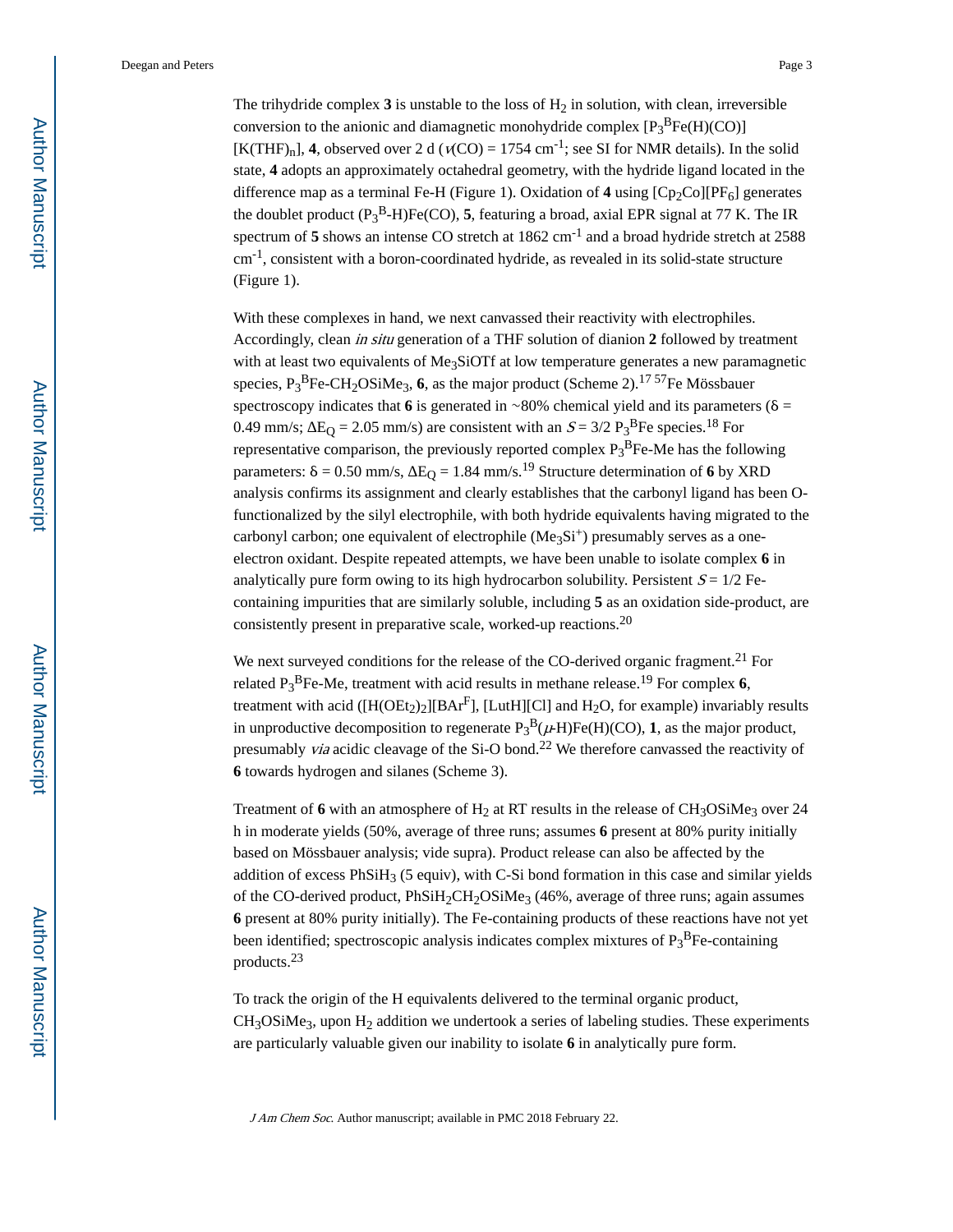The trihydride complex **3** is unstable to the loss of $H_2$ in solution, with clean, irreversible conversion to the anionic and diamagnetic monohydride complex $[P_3^BFe(H)(CO)][K(THF)_n]$, **4**, observed over 2 d ($\nu$(CO) = 1754 $cm^{-1}$; see SI for NMR details). In the solid state, **4** adopts an approximately octahedral geometry, with the hydride ligand located in the difference map as a terminal Fe-H (Figure 1). Oxidation of **4** using $[Cp_2Co][PF_6]$ generates the doublet product $(P_3^B\text{-H})Fe(CO)$, **5**, featuring a broad, axial EPR signal at 77 K. The IR spectrum of **5** shows an intense CO stretch at 1862 $cm^{-1}$ and a broad hydride stretch at 2588 $cm^{-1}$, consistent with a boron-coordinated hydride, as revealed in its solid-state structure (Figure 1).

With these complexes in hand, we next canvassed their reactivity with electrophiles. Accordingly, clean *in situ* generation of a THF solution of dianion **2** followed by treatment with at least two equivalents of $Me_3SiOTf$ at low temperature generates a new paramagnetic species, $P_3^BFe\text{-}CH_2OSiMe_3$, **6**, as the major product (Scheme 2).[17] $^{57}$Fe Mössbauer spectroscopy indicates that **6** is generated in ~80% chemical yield and its parameters ($\delta$ = 0.49 mm/s; $\Delta E_Q$ = 2.05 mm/s) are consistent with an $S = 3/2$ $P_3^BFe$ species.[18] For representative comparison, the previously reported complex $P_3^BFe\text{-}Me$ has the following parameters: $\delta$ = 0.50 mm/s, $\Delta E_Q$ = 1.84 mm/s.[19] Structure determination of **6** by XRD analysis confirms its assignment and clearly establishes that the carbonyl ligand has been O-functionalized by the silyl electrophile, with both hydride equivalents having migrated to the carbonyl carbon; one equivalent of electrophile ($Me_3Si^+$) presumably serves as a one-electron oxidant. Despite repeated attempts, we have been unable to isolate complex **6** in analytically pure form owing to its high hydrocarbon solubility. Persistent $S = 1/2$ Fe-containing impurities that are similarly soluble, including **5** as an oxidation side-product, are consistently present in preparative scale, worked-up reactions.[20]

We next surveyed conditions for the release of the CO-derived organic fragment.[21] For related $P_3^BFe\text{-}Me$, treatment with acid results in methane release.[19] For complex **6**, treatment with acid ($[H(OEt_2)_2][BAr^F]$, [LutH][Cl] and $H_2O$, for example) invariably results in unproductive decomposition to regenerate $P_3^B(\mu\text{-H})Fe(H)(CO)$, **1**, as the major product, presumably *via* acidic cleavage of the Si-O bond.[22] We therefore canvassed the reactivity of **6** towards hydrogen and silanes (Scheme 3).

Treatment of **6** with an atmosphere of $H_2$ at RT results in the release of $CH_3OSiMe_3$ over 24 h in moderate yields (50%, average of three runs; assumes **6** present at 80% purity initially based on Mössbauer analysis; vide supra). Product release can also be affected by the addition of excess $PhSiH_3$ (5 equiv), with C-Si bond formation in this case and similar yields of the CO-derived product, $PhSiH_2CH_2OSiMe_3$ (46%, average of three runs; again assumes **6** present at 80% purity initially). The Fe-containing products of these reactions have not yet been identified; spectroscopic analysis indicates complex mixtures of $P_3^BFe$-containing products.[23]

To track the origin of the H equivalents delivered to the terminal organic product, $CH_3OSiMe_3$, upon $H_2$ addition we undertook a series of labeling studies. These experiments are particularly valuable given our inability to isolate **6** in analytically pure form.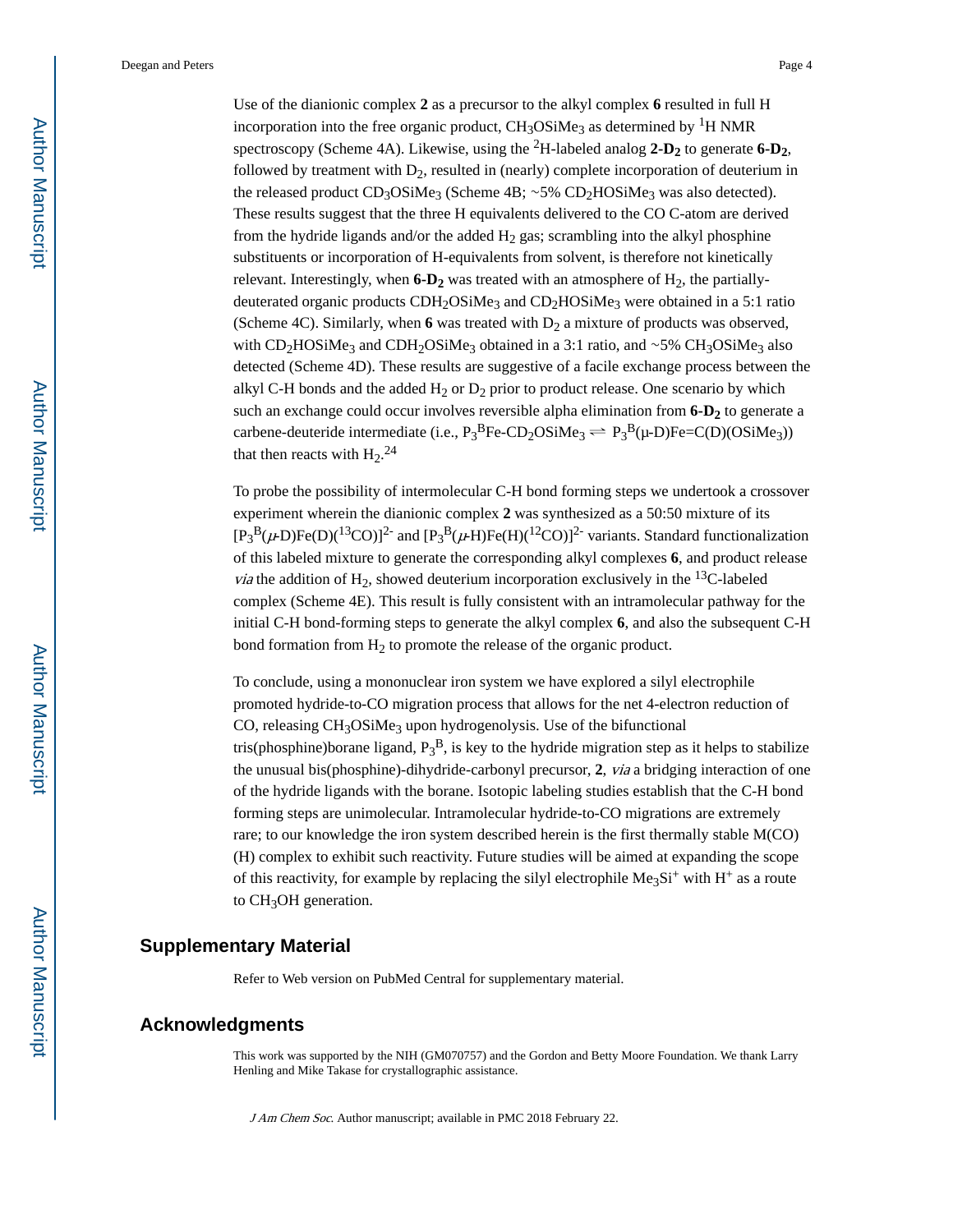Use of the dianionic complex **2** as a precursor to the alkyl complex **6** resulted in full H incorporation into the free organic product, $CH_3OSiMe_3$ as determined by $^1H$ NMR spectroscopy (Scheme 4A). Likewise, using the $^2H$-labeled analog **2-D$_2$** to generate **6-D$_2$**, followed by treatment with $D_2$, resulted in (nearly) complete incorporation of deuterium in the released product $CD_3OSiMe_3$ (Scheme 4B; ~5% $CD_2HOSiMe_3$ was also detected). These results suggest that the three H equivalents delivered to the CO C-atom are derived from the hydride ligands and/or the added $H_2$ gas; scrambling into the alkyl phosphine substituents or incorporation of H-equivalents from solvent, is therefore not kinetically relevant. Interestingly, when **6-D$_2$** was treated with an atmosphere of $H_2$, the partially-deuterated organic products $CDH_2OSiMe_3$ and $CD_2HOSiMe_3$ were obtained in a 5:1 ratio (Scheme 4C). Similarly, when **6** was treated with $D_2$ a mixture of products was observed, with $CD_2HOSiMe_3$ and $CDH_2OSiMe_3$ obtained in a 3:1 ratio, and ~5% $CH_3OSiMe_3$ also detected (Scheme 4D). These results are suggestive of a facile exchange process between the alkyl C-H bonds and the added $H_2$ or $D_2$ prior to product release. One scenario by which such an exchange could occur involves reversible alpha elimination from **6-D$_2$** to generate a carbene-deuteride intermediate (i.e., $P_3^BFe\text{-}CD_2OSiMe_3 \rightleftharpoons P_3^B(\mu\text{-}D)Fe{=}C(D)(OSiMe_3)$) that then reacts with $H_2$.[24]

To probe the possibility of intermolecular C-H bond forming steps we undertook a crossover experiment wherein the dianionic complex **2** was synthesized as a 50:50 mixture of its $[P_3^B(\mu\text{-}D)Fe(D)(^{13}CO)]^{2-}$ and $[P_3^B(\mu\text{-}H)Fe(H)(^{12}CO)]^{2-}$ variants. Standard functionalization of this labeled mixture to generate the corresponding alkyl complexes **6**, and product release *via* the addition of $H_2$, showed deuterium incorporation exclusively in the $^{13}C$-labeled complex (Scheme 4E). This result is fully consistent with an intramolecular pathway for the initial C-H bond-forming steps to generate the alkyl complex **6**, and also the subsequent C-H bond formation from $H_2$ to promote the release of the organic product.

To conclude, using a mononuclear iron system we have explored a silyl electrophile promoted hydride-to-CO migration process that allows for the net 4-electron reduction of CO, releasing $CH_3OSiMe_3$ upon hydrogenolysis. Use of the bifunctional tris(phosphine)borane ligand, $P_3^B$, is key to the hydride migration step as it helps to stabilize the unusual bis(phosphine)-dihydride-carbonyl precursor, **2**, *via* a bridging interaction of one of the hydride ligands with the borane. Isotopic labeling studies establish that the C-H bond forming steps are unimolecular. Intramolecular hydride-to-CO migrations are extremely rare; to our knowledge the iron system described herein is the first thermally stable M(CO)(H) complex to exhibit such reactivity. Future studies will be aimed at expanding the scope of this reactivity, for example by replacing the silyl electrophile $Me_3Si^+$ with $H^+$ as a route to $CH_3OH$ generation.

## Supplementary Material

Refer to Web version on PubMed Central for supplementary material.

## Acknowledgments

This work was supported by the NIH (GM070757) and the Gordon and Betty Moore Foundation. We thank Larry Henling and Mike Takase for crystallographic assistance.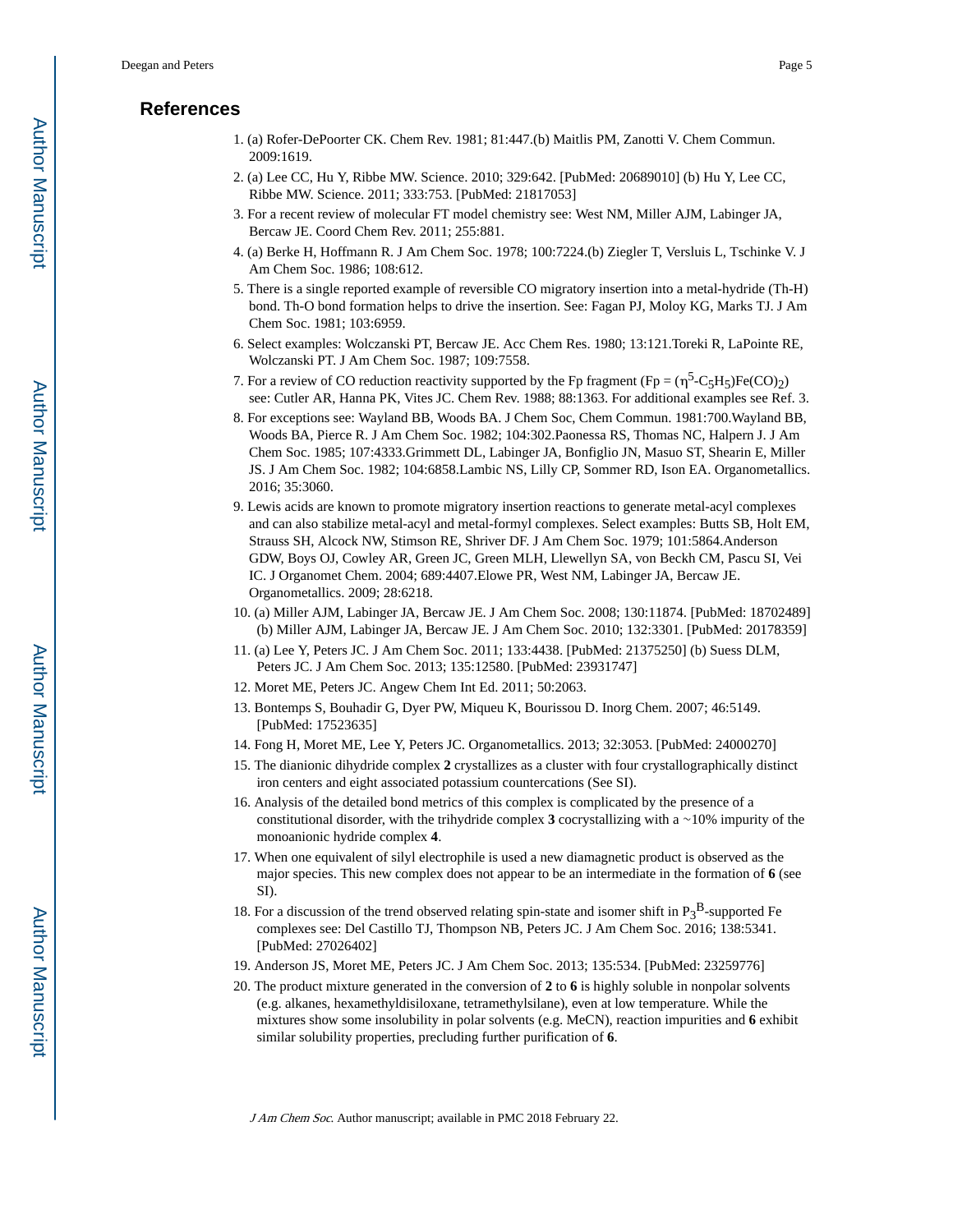## References

1. (a) Rofer-DePoorter CK. Chem Rev. 1981; 81:447.(b) Maitlis PM, Zanotti V. Chem Commun. 2009:1619.
2. (a) Lee CC, Hu Y, Ribbe MW. Science. 2010; 329:642. [PubMed: 20689010] (b) Hu Y, Lee CC, Ribbe MW. Science. 2011; 333:753. [PubMed: 21817053]
3. For a recent review of molecular FT model chemistry see: West NM, Miller AJM, Labinger JA, Bercaw JE. Coord Chem Rev. 2011; 255:881.
4. (a) Berke H, Hoffmann R. J Am Chem Soc. 1978; 100:7224.(b) Ziegler T, Versluis L, Tschinke V. J Am Chem Soc. 1986; 108:612.
5. There is a single reported example of reversible CO migratory insertion into a metal-hydride (Th-H) bond. Th-O bond formation helps to drive the insertion. See: Fagan PJ, Moloy KG, Marks TJ. J Am Chem Soc. 1981; 103:6959.
6. Select examples: Wolczanski PT, Bercaw JE. Acc Chem Res. 1980; 13:121.Toreki R, LaPointe RE, Wolczanski PT. J Am Chem Soc. 1987; 109:7558.
7. For a review of CO reduction reactivity supported by the Fp fragment (Fp = ($\eta^5$-$C_5H_5$)Fe$(CO)_2$) see: Cutler AR, Hanna PK, Vites JC. Chem Rev. 1988; 88:1363. For additional examples see Ref. 3.
8. For exceptions see: Wayland BB, Woods BA. J Chem Soc, Chem Commun. 1981:700.Wayland BB, Woods BA, Pierce R. J Am Chem Soc. 1982; 104:302.Paonessa RS, Thomas NC, Halpern J. J Am Chem Soc. 1985; 107:4333.Grimmett DL, Labinger JA, Bonfiglio JN, Masuo ST, Shearin E, Miller JS. J Am Chem Soc. 1982; 104:6858.Lambic NS, Lilly CP, Sommer RD, Ison EA. Organometallics. 2016; 35:3060.
9. Lewis acids are known to promote migratory insertion reactions to generate metal-acyl complexes and can also stabilize metal-acyl and metal-formyl complexes. Select examples: Butts SB, Holt EM, Strauss SH, Alcock NW, Stimson RE, Shriver DF. J Am Chem Soc. 1979; 101:5864.Anderson GDW, Boys OJ, Cowley AR, Green JC, Green MLH, Llewellyn SA, von Beckh CM, Pascu SI, Vei IC. J Organomet Chem. 2004; 689:4407.Elowe PR, West NM, Labinger JA, Bercaw JE. Organometallics. 2009; 28:6218.
10. (a) Miller AJM, Labinger JA, Bercaw JE. J Am Chem Soc. 2008; 130:11874. [PubMed: 18702489] (b) Miller AJM, Labinger JA, Bercaw JE. J Am Chem Soc. 2010; 132:3301. [PubMed: 20178359]
11. (a) Lee Y, Peters JC. J Am Chem Soc. 2011; 133:4438. [PubMed: 21375250] (b) Suess DLM, Peters JC. J Am Chem Soc. 2013; 135:12580. [PubMed: 23931747]
12. Moret ME, Peters JC. Angew Chem Int Ed. 2011; 50:2063.
13. Bontemps S, Bouhadir G, Dyer PW, Miqueu K, Bourissou D. Inorg Chem. 2007; 46:5149. [PubMed: 17523635]
14. Fong H, Moret ME, Lee Y, Peters JC. Organometallics. 2013; 32:3053. [PubMed: 24000270]
15. The dianionic dihydride complex **2** crystallizes as a cluster with four crystallographically distinct iron centers and eight associated potassium countercations (See SI).
16. Analysis of the detailed bond metrics of this complex is complicated by the presence of a constitutional disorder, with the trihydride complex **3** cocrystallizing with a ~10% impurity of the monoanionic hydride complex **4**.
17. When one equivalent of silyl electrophile is used a new diamagnetic product is observed as the major species. This new complex does not appear to be an intermediate in the formation of **6** (see SI).
18. For a discussion of the trend observed relating spin-state and isomer shift in $P_3^B$-supported Fe complexes see: Del Castillo TJ, Thompson NB, Peters JC. J Am Chem Soc. 2016; 138:5341. [PubMed: 27026402]
19. Anderson JS, Moret ME, Peters JC. J Am Chem Soc. 2013; 135:534. [PubMed: 23259776]
20. The product mixture generated in the conversion of **2** to **6** is highly soluble in nonpolar solvents (e.g. alkanes, hexamethyldisiloxane, tetramethylsilane), even at low temperature. While the mixtures show some insolubility in polar solvents (e.g. MeCN), reaction impurities and **6** exhibit similar solubility properties, precluding further purification of **6**.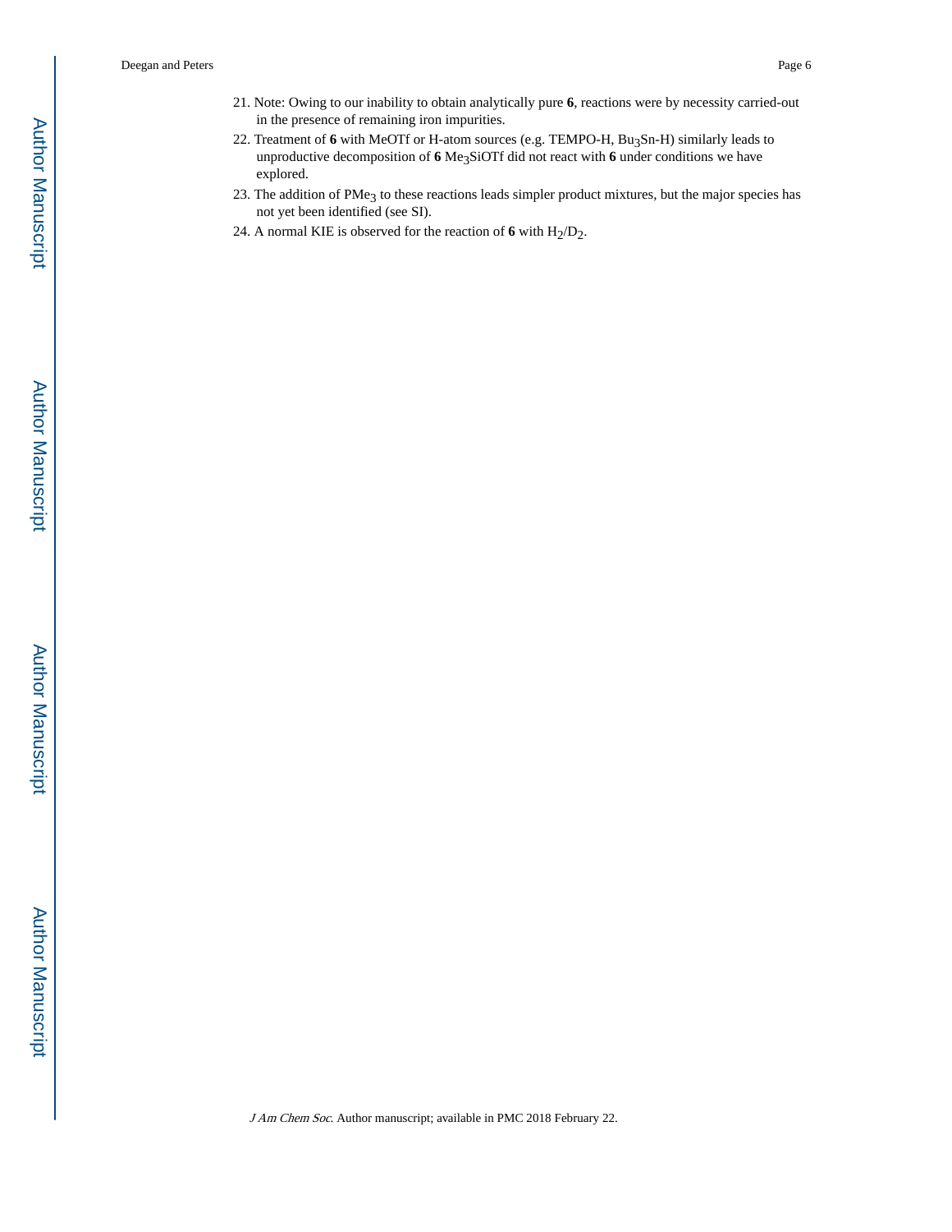21. Note: Owing to our inability to obtain analytically pure **6**, reactions were by necessity carried-out in the presence of remaining iron impurities.
22. Treatment of **6** with MeOTf or H-atom sources (e.g. TEMPO-H, $Bu_3Sn$-H) similarly leads to unproductive decomposition of **6** $Me_3SiOTf$ did not react with **6** under conditions we have explored.
23. The addition of $PMe_3$ to these reactions leads simpler product mixtures, but the major species has not yet been identified (see SI).
24. A normal KIE is observed for the reaction of **6** with $H_2/D_2$.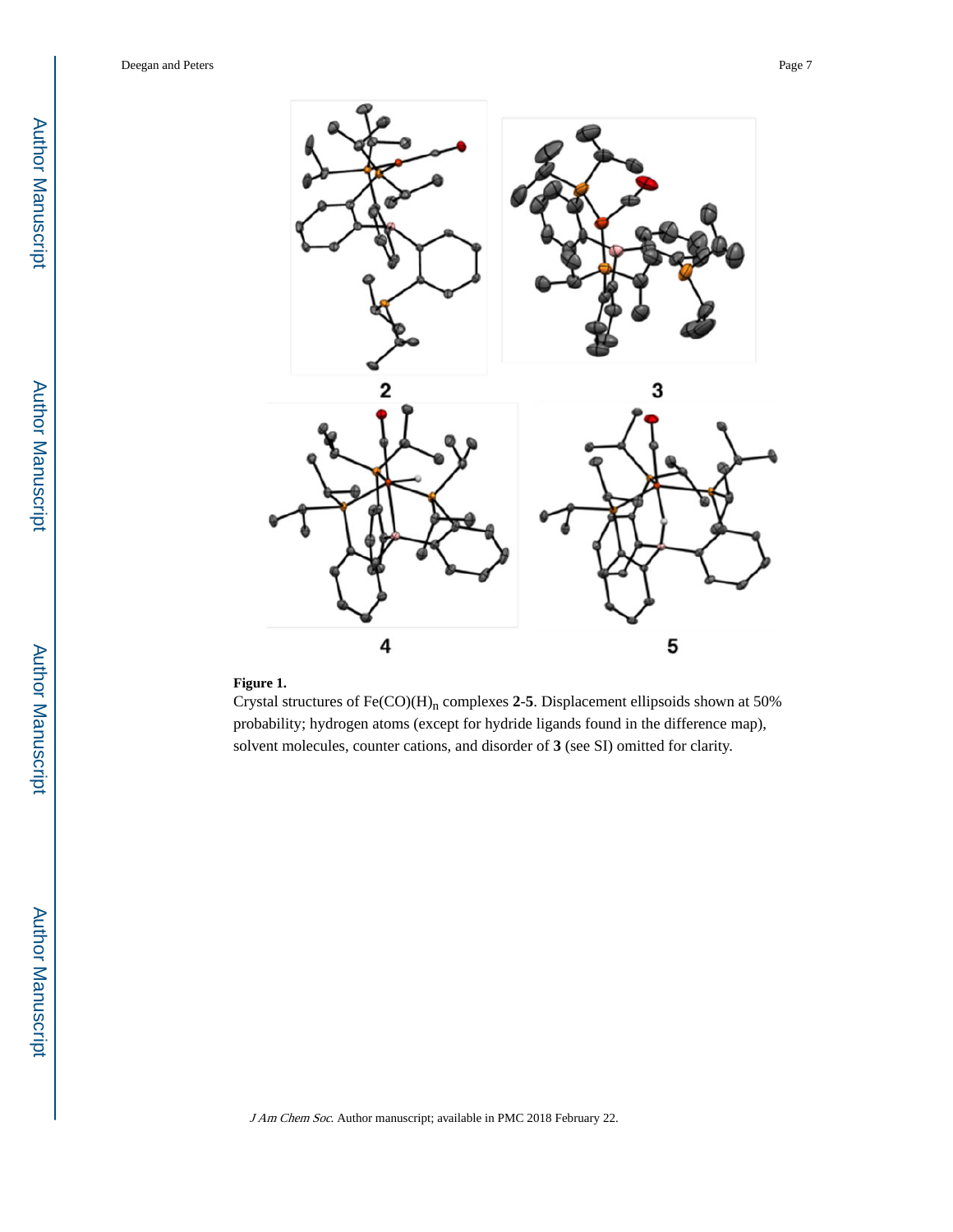**Figure 1.**

Crystal structures of $Fe(CO)(H)_n$ complexes **2**-**5**. Displacement ellipsoids shown at 50% probability; hydrogen atoms (except for hydride ligands found in the difference map), solvent molecules, counter cations, and disorder of **3** (see SI) omitted for clarity.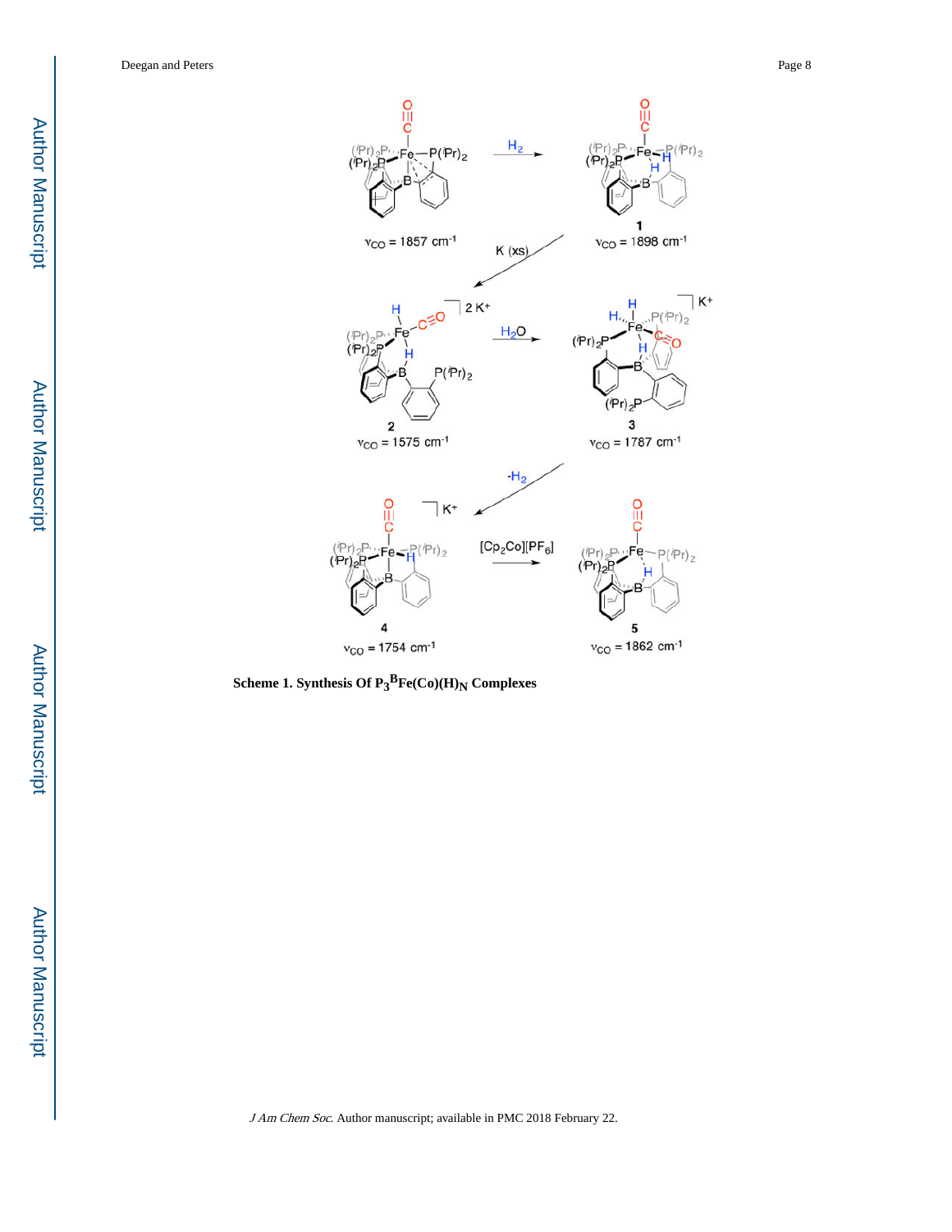Scheme 1. Synthesis Of $P_3^BFe(Co)(H)_N$ Complexes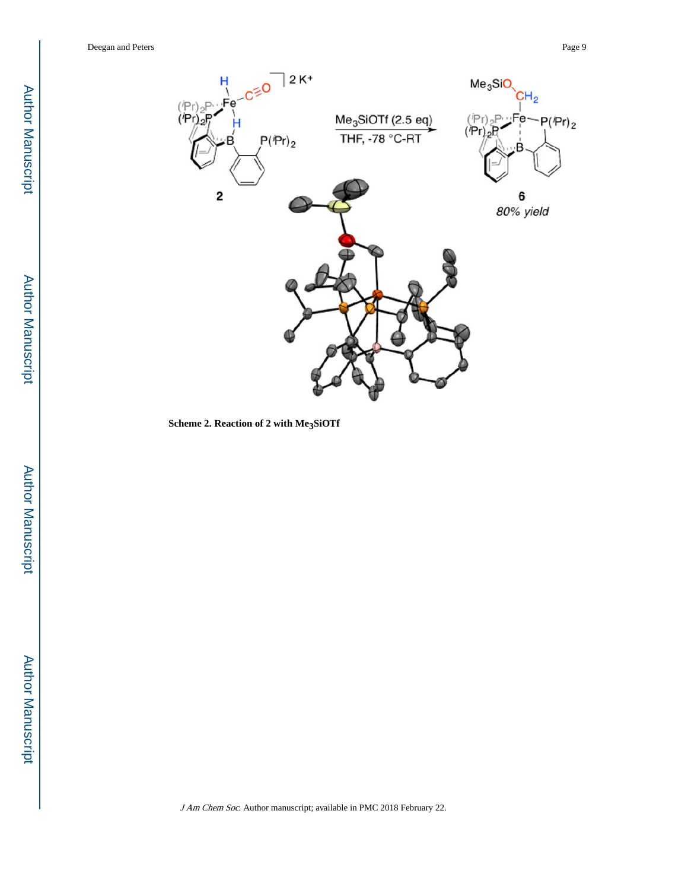**Scheme 2. Reaction of 2 with $Me_3SiOTf$**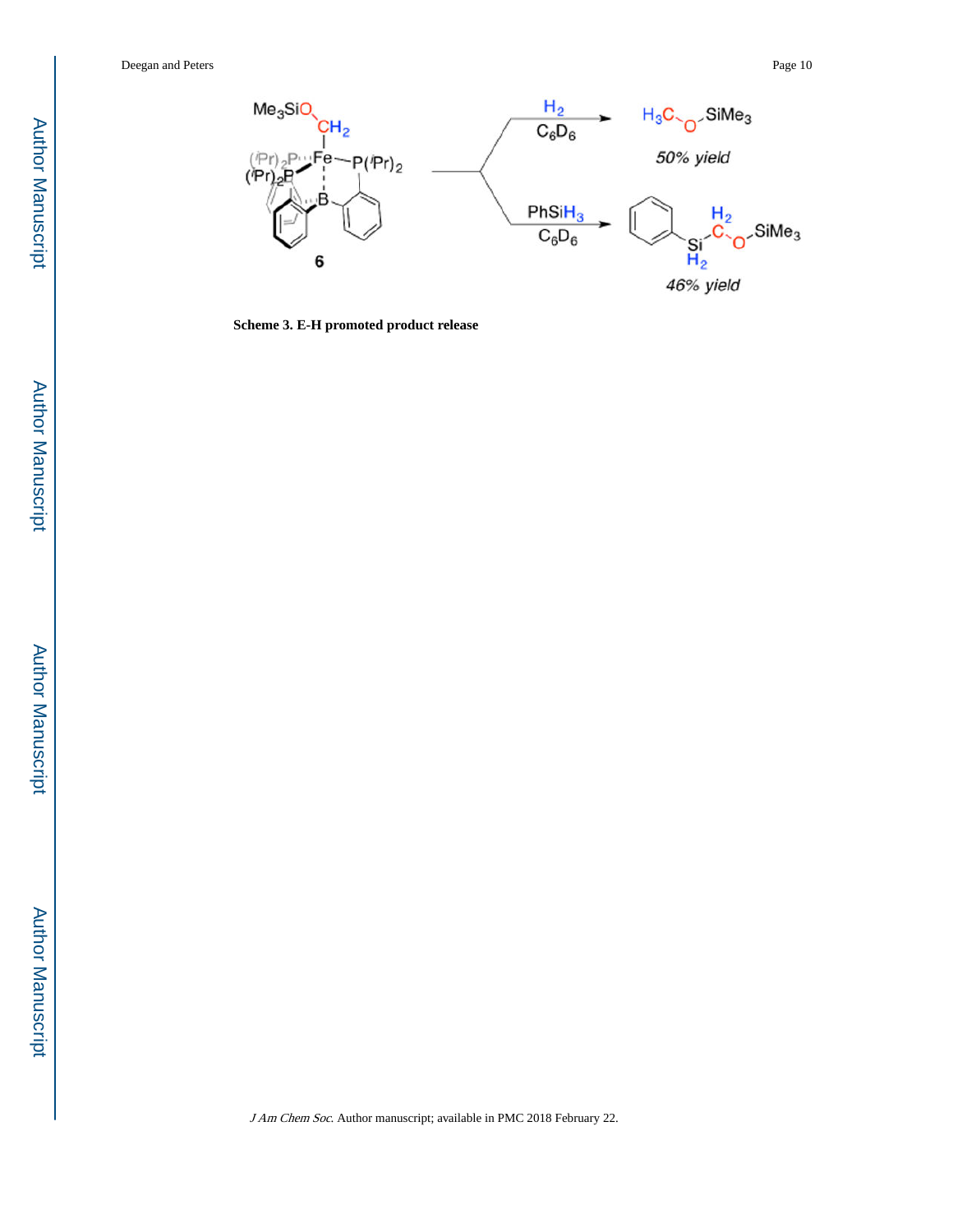**Scheme 3. E-H promoted product release**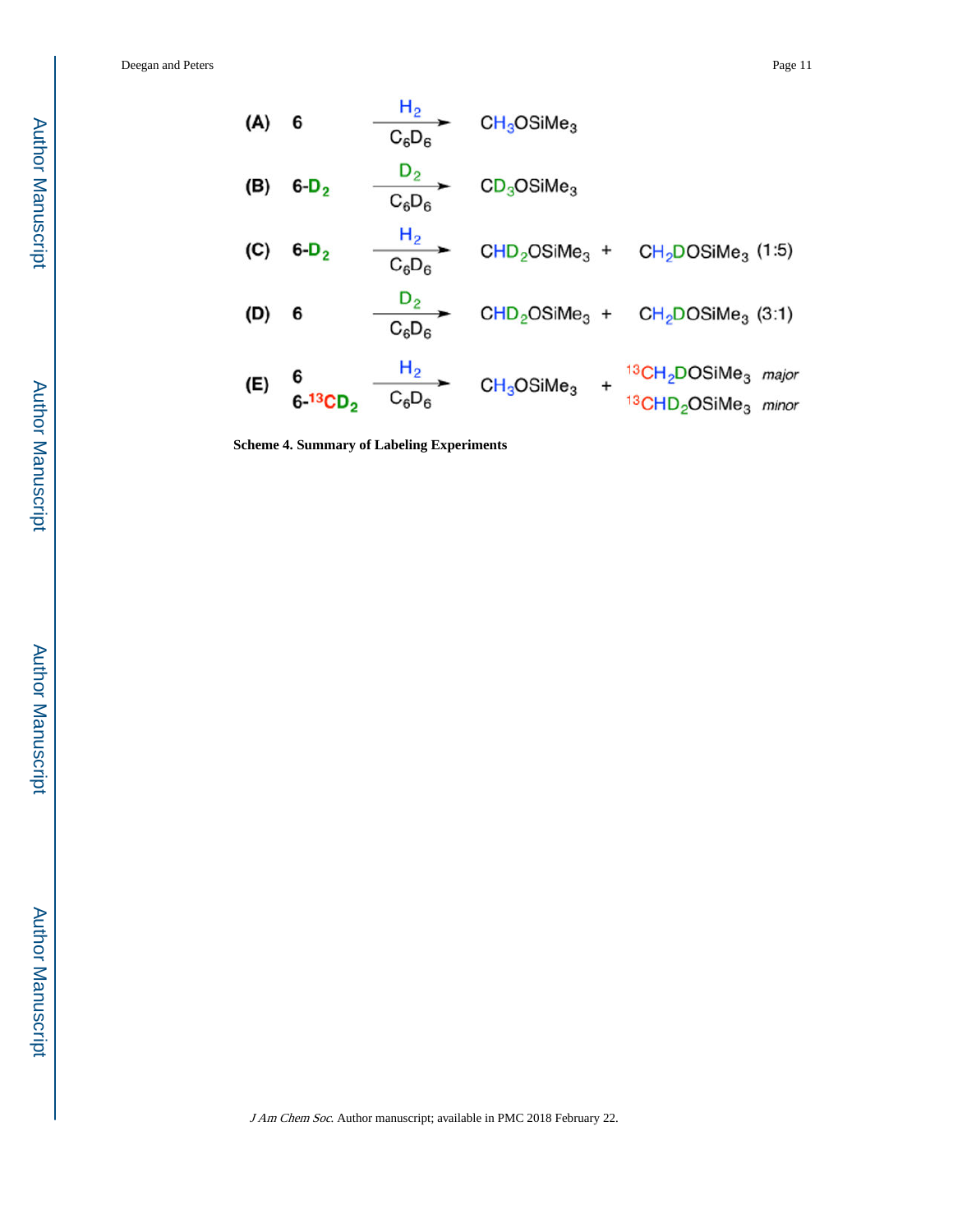(A) 6 $\xrightarrow[C_6D_6]{H_2}$ $CH_3OSiMe_3$

(B) 6-$D_2$ $\xrightarrow[C_6D_6]{D_2}$ $CD_3OSiMe_3$

(C) 6-$D_2$ $\xrightarrow[C_6D_6]{H_2}$ $CHD_2OSiMe_3$ + $CH_2DOSiMe_3$ (1:5)

(D) 6 $\xrightarrow[C_6D_6]{D_2}$ $CHD_2OSiMe_3$ + $CH_2DOSiMe_3$ (3:1)

(E) 6, 6-$^{13}CD_2$ $\xrightarrow[C_6D_6]{H_2}$ $CH_3OSiMe_3$ + $^{13}CH_2DOSiMe_3$ *major*, $^{13}CHD_2OSiMe_3$ *minor*

**Scheme 4. Summary of Labeling Experiments**